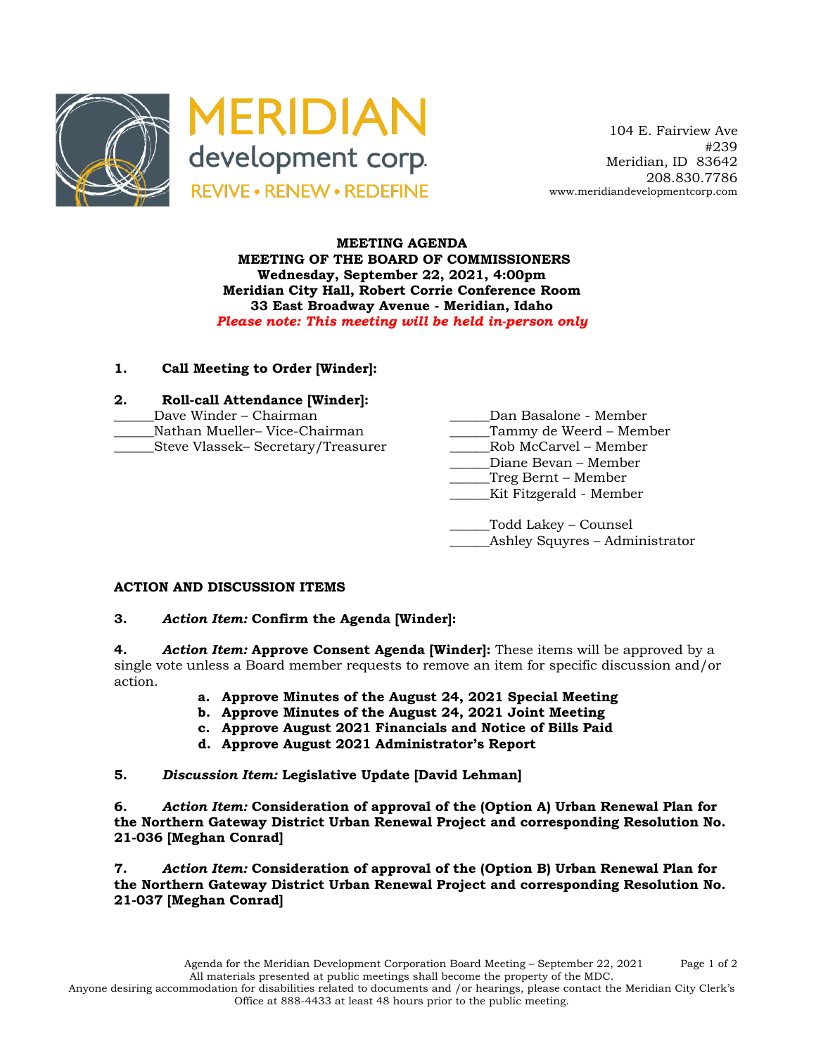MERIDIAN development corp.
REVIVE • RENEW • REDEFINE

104 E. Fairview Ave
#239
Meridian, ID 83642
208.830.7786
www.meridiandevelopmentcorp.com

**MEETING AGENDA**
**MEETING OF THE BOARD OF COMMISSIONERS**
**Wednesday, September 22, 2021, 4:00pm**
**Meridian City Hall, Robert Corrie Conference Room**
**33 East Broadway Avenue - Meridian, Idaho**
***Please note: This meeting will be held in-person only***

**1. Call Meeting to Order [Winder]:**

**2. Roll-call Attendance [Winder]:**

______Dave Winder – Chairman
______Nathan Mueller– Vice-Chairman
______Steve Vlassek– Secretary/Treasurer
______Dan Basalone - Member
______Tammy de Weerd – Member
______Rob McCarvel – Member
______Diane Bevan – Member
______Treg Bernt – Member
______Kit Fitzgerald - Member

______Todd Lakey – Counsel
______Ashley Squyres – Administrator

**ACTION AND DISCUSSION ITEMS**

**3. *Action Item:* Confirm the Agenda [Winder]:**

**4. *Action Item:* Approve Consent Agenda [Winder]:** These items will be approved by a single vote unless a Board member requests to remove an item for specific discussion and/or action.

- **a. Approve Minutes of the August 24, 2021 Special Meeting**
- **b. Approve Minutes of the August 24, 2021 Joint Meeting**
- **c. Approve August 2021 Financials and Notice of Bills Paid**
- **d. Approve August 2021 Administrator's Report**

**5. *Discussion Item:* Legislative Update [David Lehman]**

**6. *Action Item:* Consideration of approval of the (Option A) Urban Renewal Plan for the Northern Gateway District Urban Renewal Project and corresponding Resolution No. 21-036 [Meghan Conrad]**

**7. *Action Item:* Consideration of approval of the (Option B) Urban Renewal Plan for the Northern Gateway District Urban Renewal Project and corresponding Resolution No. 21-037 [Meghan Conrad]**

Agenda for the Meridian Development Corporation Board Meeting – September 22, 2021
All materials presented at public meetings shall become the property of the MDC.
Anyone desiring accommodation for disabilities related to documents and /or hearings, please contact the Meridian City Clerk's Office at 888-4433 at least 48 hours prior to the public meeting.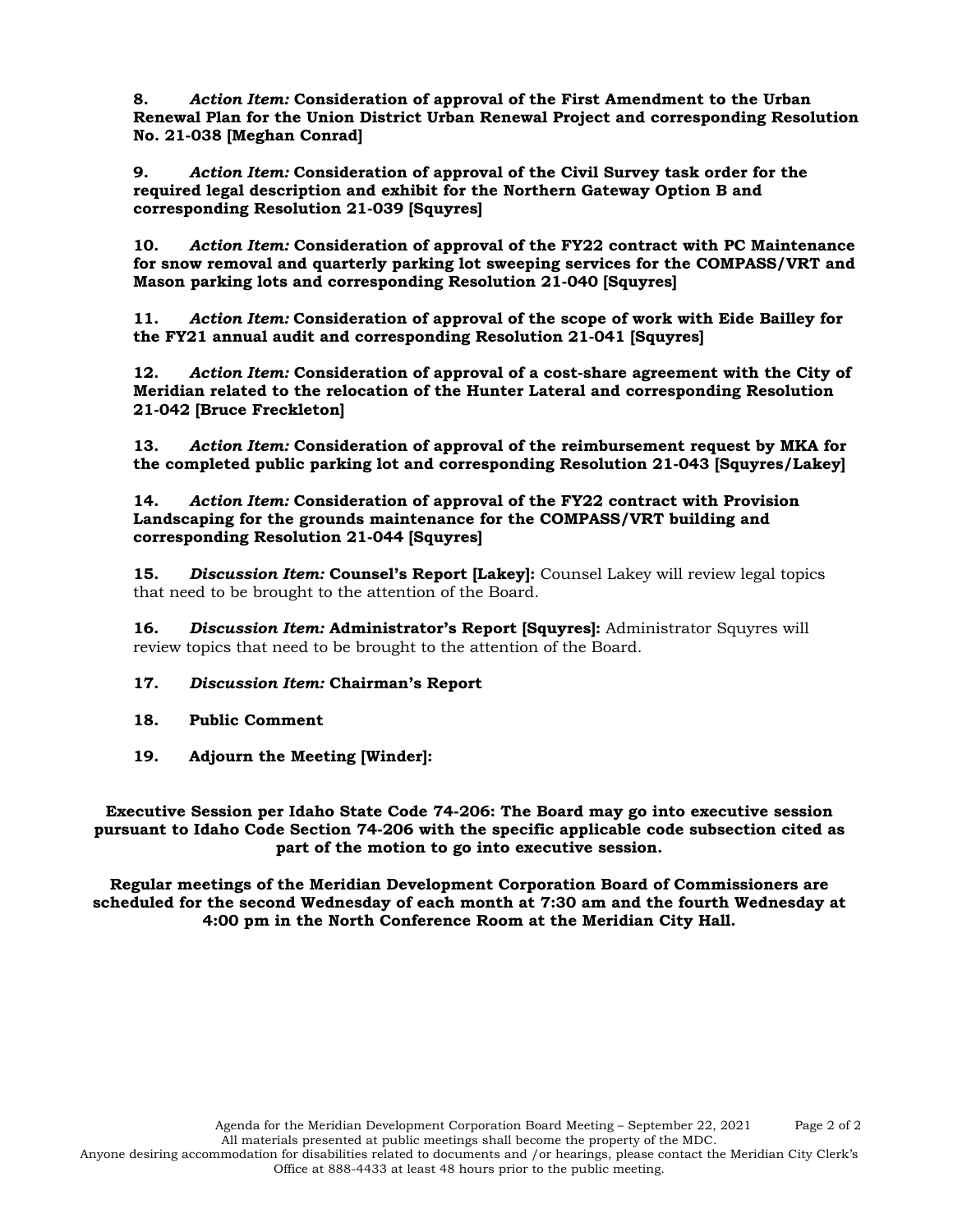**8.** ***Action Item:*** **Consideration of approval of the First Amendment to the Urban Renewal Plan for the Union District Urban Renewal Project and corresponding Resolution No. 21-038 [Meghan Conrad]**

**9.** ***Action Item:*** **Consideration of approval of the Civil Survey task order for the required legal description and exhibit for the Northern Gateway Option B and corresponding Resolution 21-039 [Squyres]**

**10.** ***Action Item:*** **Consideration of approval of the FY22 contract with PC Maintenance for snow removal and quarterly parking lot sweeping services for the COMPASS/VRT and Mason parking lots and corresponding Resolution 21-040 [Squyres]**

**11.** ***Action Item:*** **Consideration of approval of the scope of work with Eide Bailley for the FY21 annual audit and corresponding Resolution 21-041 [Squyres]**

**12.** ***Action Item:*** **Consideration of approval of a cost-share agreement with the City of Meridian related to the relocation of the Hunter Lateral and corresponding Resolution 21-042 [Bruce Freckleton]**

**13.** ***Action Item:*** **Consideration of approval of the reimbursement request by MKA for the completed public parking lot and corresponding Resolution 21-043 [Squyres/Lakey]**

**14.** ***Action Item:*** **Consideration of approval of the FY22 contract with Provision Landscaping for the grounds maintenance for the COMPASS/VRT building and corresponding Resolution 21-044 [Squyres]**

**15.** ***Discussion Item:*** **Counsel's Report [Lakey]:** Counsel Lakey will review legal topics that need to be brought to the attention of the Board.

**16.** ***Discussion Item:*** **Administrator's Report [Squyres]:** Administrator Squyres will review topics that need to be brought to the attention of the Board.

**17.** ***Discussion Item:*** **Chairman's Report**

**18.** **Public Comment**

**19.** **Adjourn the Meeting [Winder]:**

**Executive Session per Idaho State Code 74-206: The Board may go into executive session pursuant to Idaho Code Section 74-206 with the specific applicable code subsection cited as part of the motion to go into executive session.**

**Regular meetings of the Meridian Development Corporation Board of Commissioners are scheduled for the second Wednesday of each month at 7:30 am and the fourth Wednesday at 4:00 pm in the North Conference Room at the Meridian City Hall.**

Agenda for the Meridian Development Corporation Board Meeting – September 22, 2021

All materials presented at public meetings shall become the property of the MDC.

Anyone desiring accommodation for disabilities related to documents and /or hearings, please contact the Meridian City Clerk's Office at 888-4433 at least 48 hours prior to the public meeting.